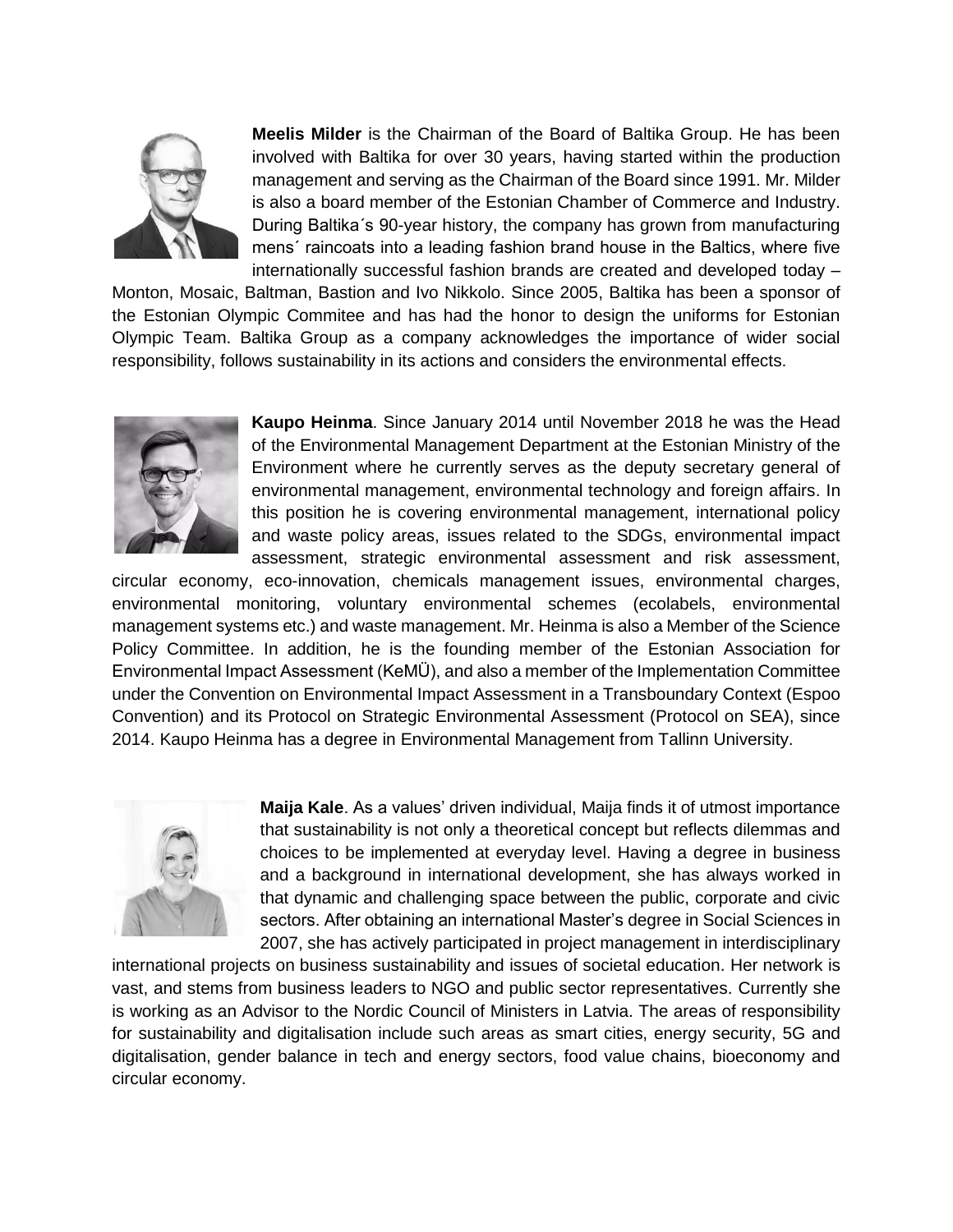**Meelis Milder** is the Chairman of the Board of Baltika Group. He has been involved with Baltika for over 30 years, having started within the production management and serving as the Chairman of the Board since 1991. Mr. Milder is also a board member of the Estonian Chamber of Commerce and Industry. During Baltika´s 90-year history, the company has grown from manufacturing mens´ raincoats into a leading fashion brand house in the Baltics, where five internationally successful fashion brands are created and developed today – Monton, Mosaic, Baltman, Bastion and Ivo Nikkolo. Since 2005, Baltika has been a sponsor of the Estonian Olympic Commitee and has had the honor to design the uniforms for Estonian Olympic Team. Baltika Group as a company acknowledges the importance of wider social responsibility, follows sustainability in its actions and considers the environmental effects.

**Kaupo Heinma**. Since January 2014 until November 2018 he was the Head of the Environmental Management Department at the Estonian Ministry of the Environment where he currently serves as the deputy secretary general of environmental management, environmental technology and foreign affairs. In this position he is covering environmental management, international policy and waste policy areas, issues related to the SDGs, environmental impact assessment, strategic environmental assessment and risk assessment, circular economy, eco-innovation, chemicals management issues, environmental charges, environmental monitoring, voluntary environmental schemes (ecolabels, environmental management systems etc.) and waste management. Mr. Heinma is also a Member of the Science Policy Committee. In addition, he is the founding member of the Estonian Association for Environmental Impact Assessment (KeMÜ), and also a member of the Implementation Committee under the Convention on Environmental Impact Assessment in a Transboundary Context (Espoo Convention) and its Protocol on Strategic Environmental Assessment (Protocol on SEA), since 2014. Kaupo Heinma has a degree in Environmental Management from Tallinn University.

**Maija Kale**. As a values' driven individual, Maija finds it of utmost importance that sustainability is not only a theoretical concept but reflects dilemmas and choices to be implemented at everyday level. Having a degree in business and a background in international development, she has always worked in that dynamic and challenging space between the public, corporate and civic sectors. After obtaining an international Master's degree in Social Sciences in 2007, she has actively participated in project management in interdisciplinary international projects on business sustainability and issues of societal education. Her network is vast, and stems from business leaders to NGO and public sector representatives. Currently she is working as an Advisor to the Nordic Council of Ministers in Latvia. The areas of responsibility for sustainability and digitalisation include such areas as smart cities, energy security, 5G and digitalisation, gender balance in tech and energy sectors, food value chains, bioeconomy and circular economy.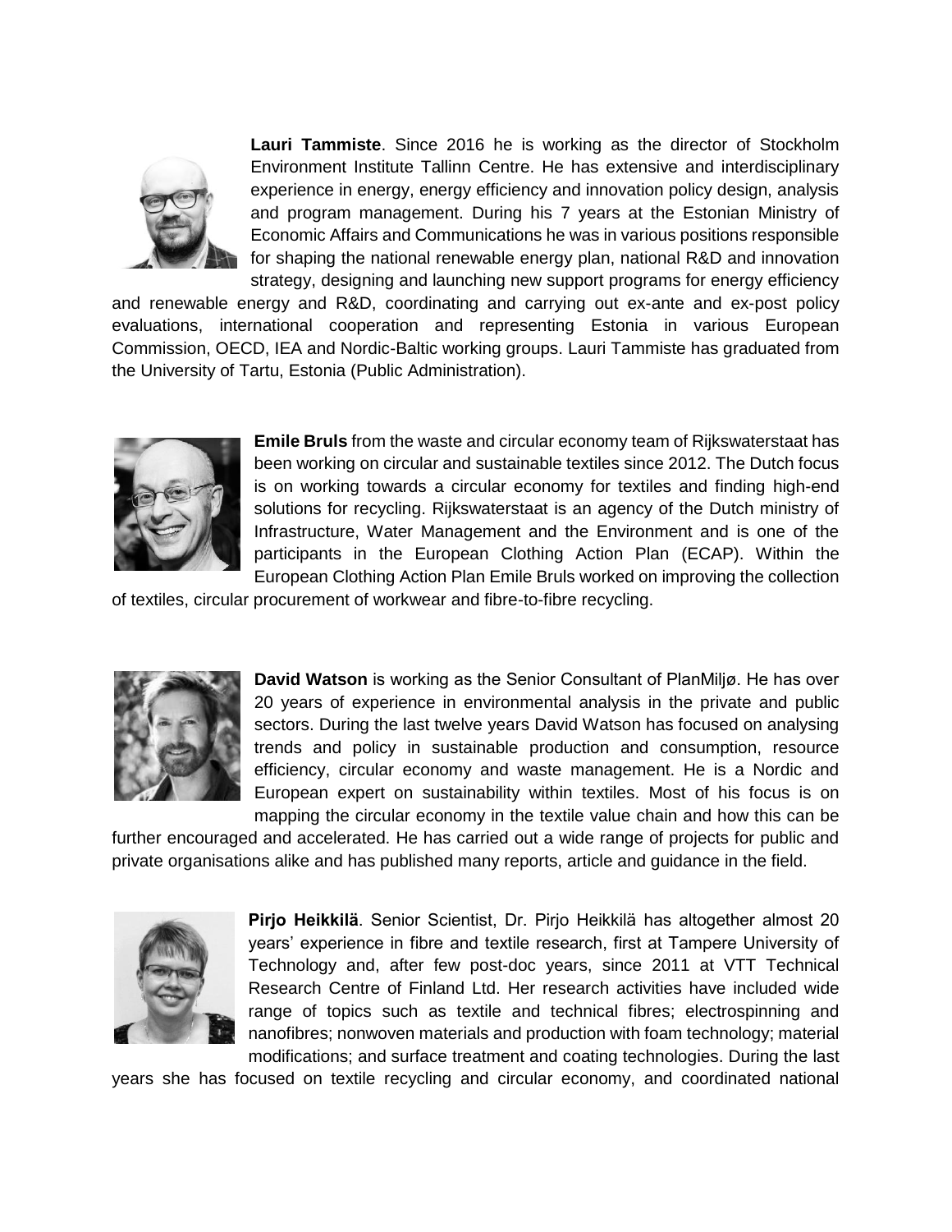**Lauri Tammiste**. Since 2016 he is working as the director of Stockholm Environment Institute Tallinn Centre. He has extensive and interdisciplinary experience in energy, energy efficiency and innovation policy design, analysis and program management. During his 7 years at the Estonian Ministry of Economic Affairs and Communications he was in various positions responsible for shaping the national renewable energy plan, national R&D and innovation strategy, designing and launching new support programs for energy efficiency and renewable energy and R&D, coordinating and carrying out ex-ante and ex-post policy evaluations, international cooperation and representing Estonia in various European Commission, OECD, IEA and Nordic-Baltic working groups. Lauri Tammiste has graduated from the University of Tartu, Estonia (Public Administration).

**Emile Bruls** from the waste and circular economy team of Rijkswaterstaat has been working on circular and sustainable textiles since 2012. The Dutch focus is on working towards a circular economy for textiles and finding high-end solutions for recycling. Rijkswaterstaat is an agency of the Dutch ministry of Infrastructure, Water Management and the Environment and is one of the participants in the European Clothing Action Plan (ECAP). Within the European Clothing Action Plan Emile Bruls worked on improving the collection of textiles, circular procurement of workwear and fibre-to-fibre recycling.

**David Watson** is working as the Senior Consultant of PlanMiljø. He has over 20 years of experience in environmental analysis in the private and public sectors. During the last twelve years David Watson has focused on analysing trends and policy in sustainable production and consumption, resource efficiency, circular economy and waste management. He is a Nordic and European expert on sustainability within textiles. Most of his focus is on mapping the circular economy in the textile value chain and how this can be further encouraged and accelerated. He has carried out a wide range of projects for public and private organisations alike and has published many reports, article and guidance in the field.

**Pirjo Heikkilä**. Senior Scientist, Dr. Pirjo Heikkilä has altogether almost 20 years' experience in fibre and textile research, first at Tampere University of Technology and, after few post-doc years, since 2011 at VTT Technical Research Centre of Finland Ltd. Her research activities have included wide range of topics such as textile and technical fibres; electrospinning and nanofibres; nonwoven materials and production with foam technology; material modifications; and surface treatment and coating technologies. During the last years she has focused on textile recycling and circular economy, and coordinated national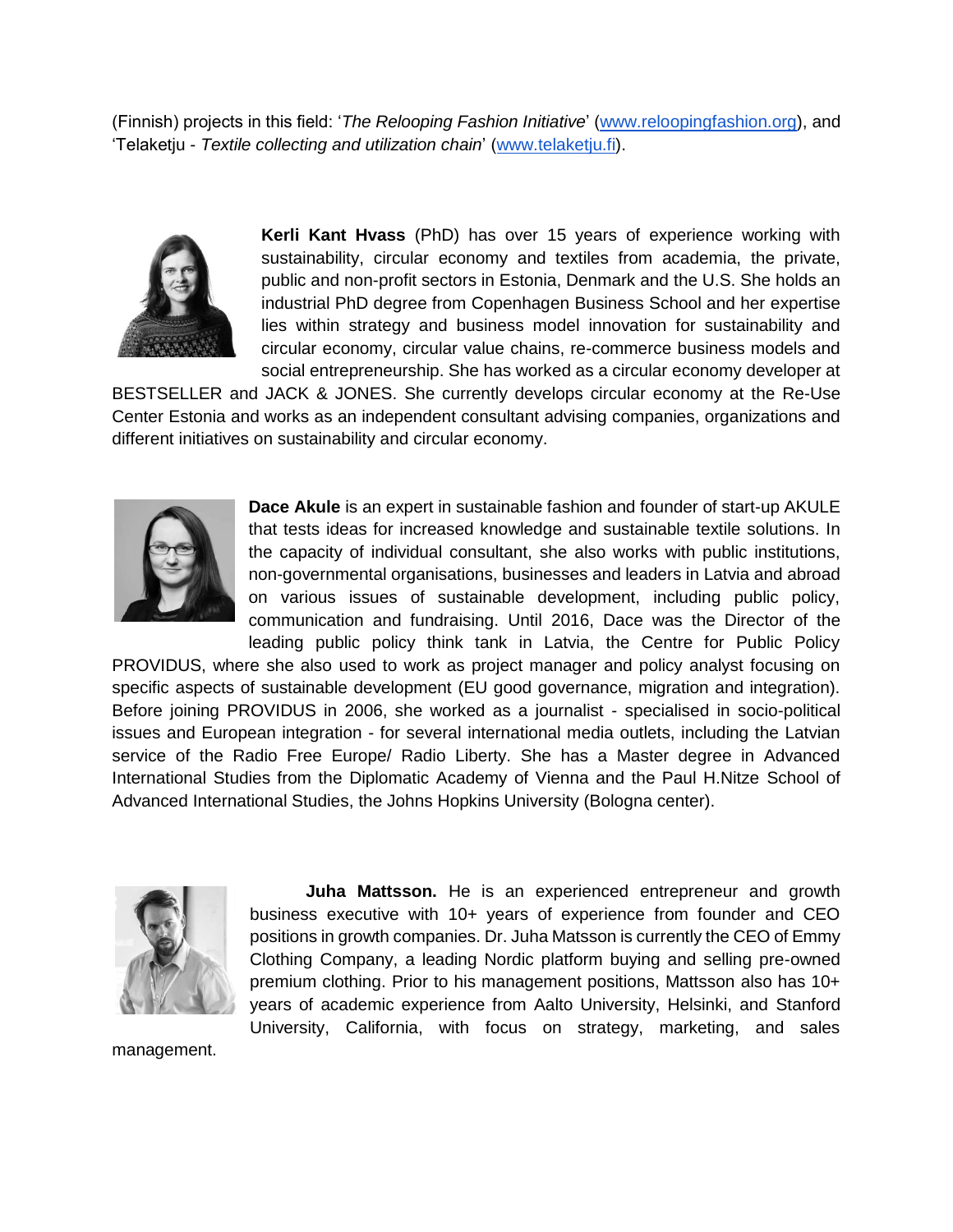(Finnish) projects in this field: '*The Relooping Fashion Initiative*' (www.reloopingfashion.org), and 'Telaketju - *Textile collecting and utilization chain*' (www.telaketju.fi).

**Kerli Kant Hvass** (PhD) has over 15 years of experience working with sustainability, circular economy and textiles from academia, the private, public and non-profit sectors in Estonia, Denmark and the U.S. She holds an industrial PhD degree from Copenhagen Business School and her expertise lies within strategy and business model innovation for sustainability and circular economy, circular value chains, re-commerce business models and social entrepreneurship. She has worked as a circular economy developer at BESTSELLER and JACK & JONES. She currently develops circular economy at the Re-Use Center Estonia and works as an independent consultant advising companies, organizations and different initiatives on sustainability and circular economy.

**Dace Akule** is an expert in sustainable fashion and founder of start-up AKULE that tests ideas for increased knowledge and sustainable textile solutions. In the capacity of individual consultant, she also works with public institutions, non-governmental organisations, businesses and leaders in Latvia and abroad on various issues of sustainable development, including public policy, communication and fundraising. Until 2016, Dace was the Director of the leading public policy think tank in Latvia, the Centre for Public Policy PROVIDUS, where she also used to work as project manager and policy analyst focusing on specific aspects of sustainable development (EU good governance, migration and integration). Before joining PROVIDUS in 2006, she worked as a journalist - specialised in socio-political issues and European integration - for several international media outlets, including the Latvian service of the Radio Free Europe/ Radio Liberty. She has a Master degree in Advanced International Studies from the Diplomatic Academy of Vienna and the Paul H.Nitze School of Advanced International Studies, the Johns Hopkins University (Bologna center).

**Juha Mattsson.** He is an experienced entrepreneur and growth business executive with 10+ years of experience from founder and CEO positions in growth companies. Dr. Juha Matsson is currently the CEO of Emmy Clothing Company, a leading Nordic platform buying and selling pre-owned premium clothing. Prior to his management positions, Mattsson also has 10+ years of academic experience from Aalto University, Helsinki, and Stanford University, California, with focus on strategy, marketing, and sales management.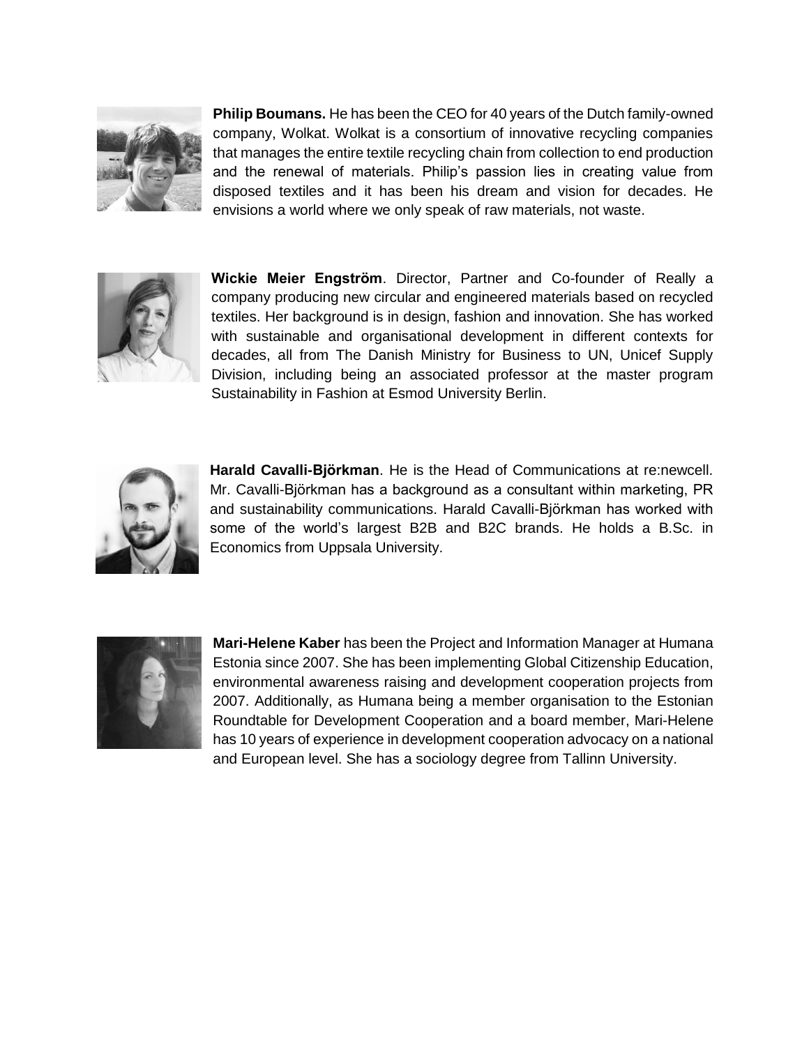**Philip Boumans.** He has been the CEO for 40 years of the Dutch family-owned company, Wolkat. Wolkat is a consortium of innovative recycling companies that manages the entire textile recycling chain from collection to end production and the renewal of materials. Philip's passion lies in creating value from disposed textiles and it has been his dream and vision for decades. He envisions a world where we only speak of raw materials, not waste.

**Wickie Meier Engström**. Director, Partner and Co-founder of Really a company producing new circular and engineered materials based on recycled textiles. Her background is in design, fashion and innovation. She has worked with sustainable and organisational development in different contexts for decades, all from The Danish Ministry for Business to UN, Unicef Supply Division, including being an associated professor at the master program Sustainability in Fashion at Esmod University Berlin.

**Harald Cavalli-Björkman**. He is the Head of Communications at re:newcell. Mr. Cavalli-Björkman has a background as a consultant within marketing, PR and sustainability communications. Harald Cavalli-Björkman has worked with some of the world's largest B2B and B2C brands. He holds a B.Sc. in Economics from Uppsala University.

**Mari-Helene Kaber** has been the Project and Information Manager at Humana Estonia since 2007. She has been implementing Global Citizenship Education, environmental awareness raising and development cooperation projects from 2007. Additionally, as Humana being a member organisation to the Estonian Roundtable for Development Cooperation and a board member, Mari-Helene has 10 years of experience in development cooperation advocacy on a national and European level. She has a sociology degree from Tallinn University.